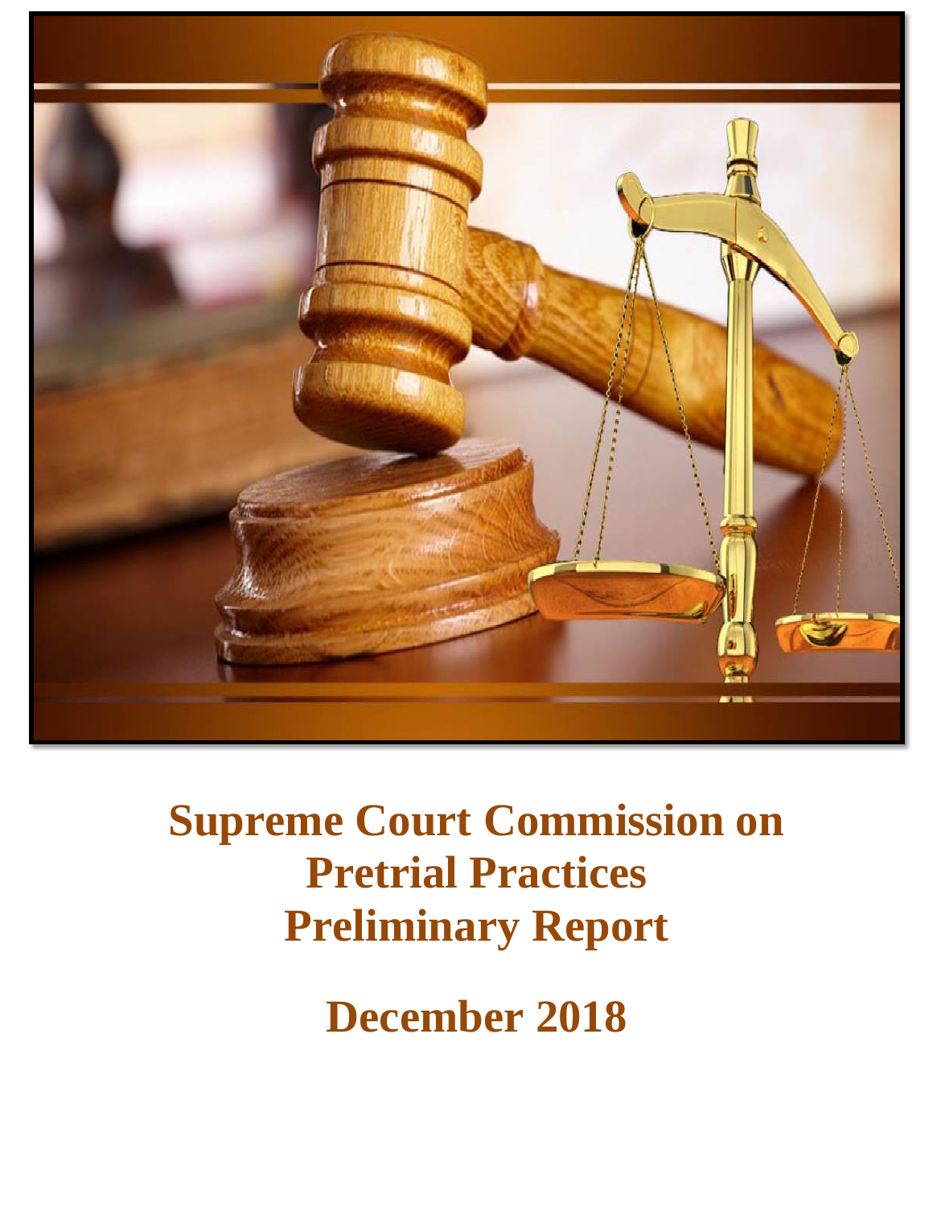# Supreme Court Commission on Pretrial Practices Preliminary Report

## December 2018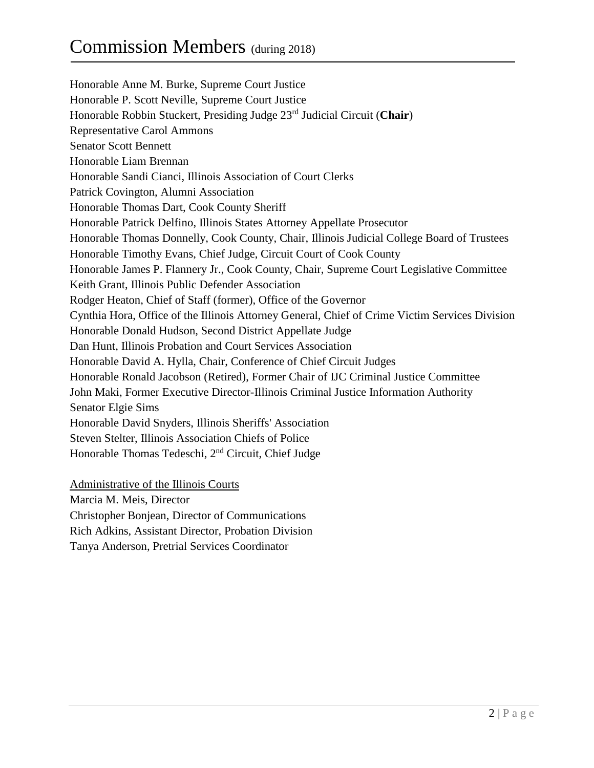# Commission Members (during 2018)

Honorable Anne M. Burke, Supreme Court Justice
Honorable P. Scott Neville, Supreme Court Justice
Honorable Robbin Stuckert, Presiding Judge 23rd Judicial Circuit (**Chair**)
Representative Carol Ammons
Senator Scott Bennett
Honorable Liam Brennan
Honorable Sandi Cianci, Illinois Association of Court Clerks
Patrick Covington, Alumni Association
Honorable Thomas Dart, Cook County Sheriff
Honorable Patrick Delfino, Illinois States Attorney Appellate Prosecutor
Honorable Thomas Donnelly, Cook County, Chair, Illinois Judicial College Board of Trustees
Honorable Timothy Evans, Chief Judge, Circuit Court of Cook County
Honorable James P. Flannery Jr., Cook County, Chair, Supreme Court Legislative Committee
Keith Grant, Illinois Public Defender Association
Rodger Heaton, Chief of Staff (former), Office of the Governor
Cynthia Hora, Office of the Illinois Attorney General, Chief of Crime Victim Services Division
Honorable Donald Hudson, Second District Appellate Judge
Dan Hunt, Illinois Probation and Court Services Association
Honorable David A. Hylla, Chair, Conference of Chief Circuit Judges
Honorable Ronald Jacobson (Retired), Former Chair of IJC Criminal Justice Committee
John Maki, Former Executive Director-Illinois Criminal Justice Information Authority
Senator Elgie Sims
Honorable David Snyders, Illinois Sheriffs' Association
Steven Stelter, Illinois Association Chiefs of Police
Honorable Thomas Tedeschi, 2nd Circuit, Chief Judge

Administrative of the Illinois Courts
Marcia M. Meis, Director
Christopher Bonjean, Director of Communications
Rich Adkins, Assistant Director, Probation Division
Tanya Anderson, Pretrial Services Coordinator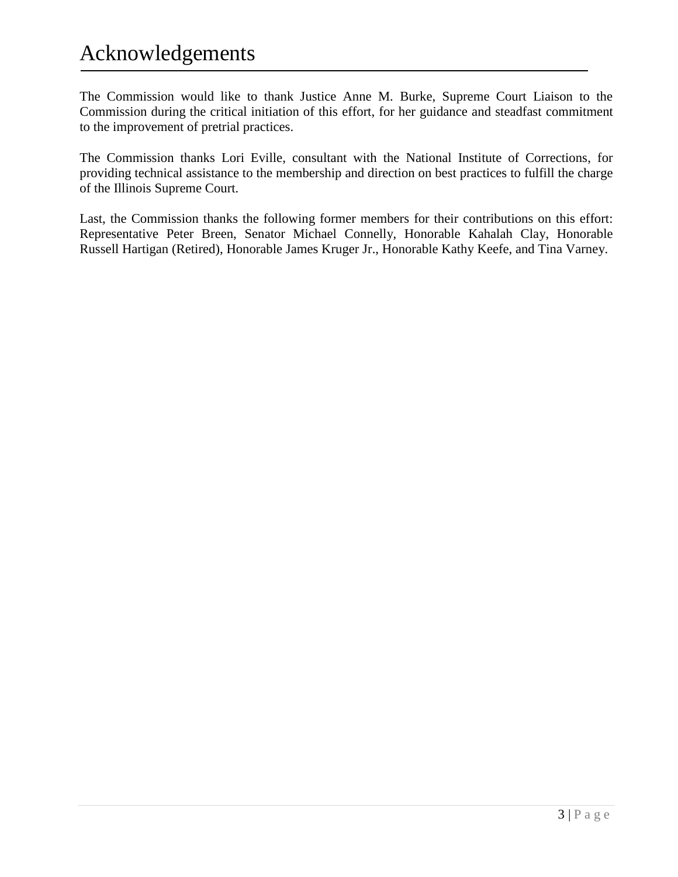# Acknowledgements

The Commission would like to thank Justice Anne M. Burke, Supreme Court Liaison to the Commission during the critical initiation of this effort, for her guidance and steadfast commitment to the improvement of pretrial practices.

The Commission thanks Lori Eville, consultant with the National Institute of Corrections, for providing technical assistance to the membership and direction on best practices to fulfill the charge of the Illinois Supreme Court.

Last, the Commission thanks the following former members for their contributions on this effort: Representative Peter Breen, Senator Michael Connelly, Honorable Kahalah Clay, Honorable Russell Hartigan (Retired), Honorable James Kruger Jr., Honorable Kathy Keefe, and Tina Varney.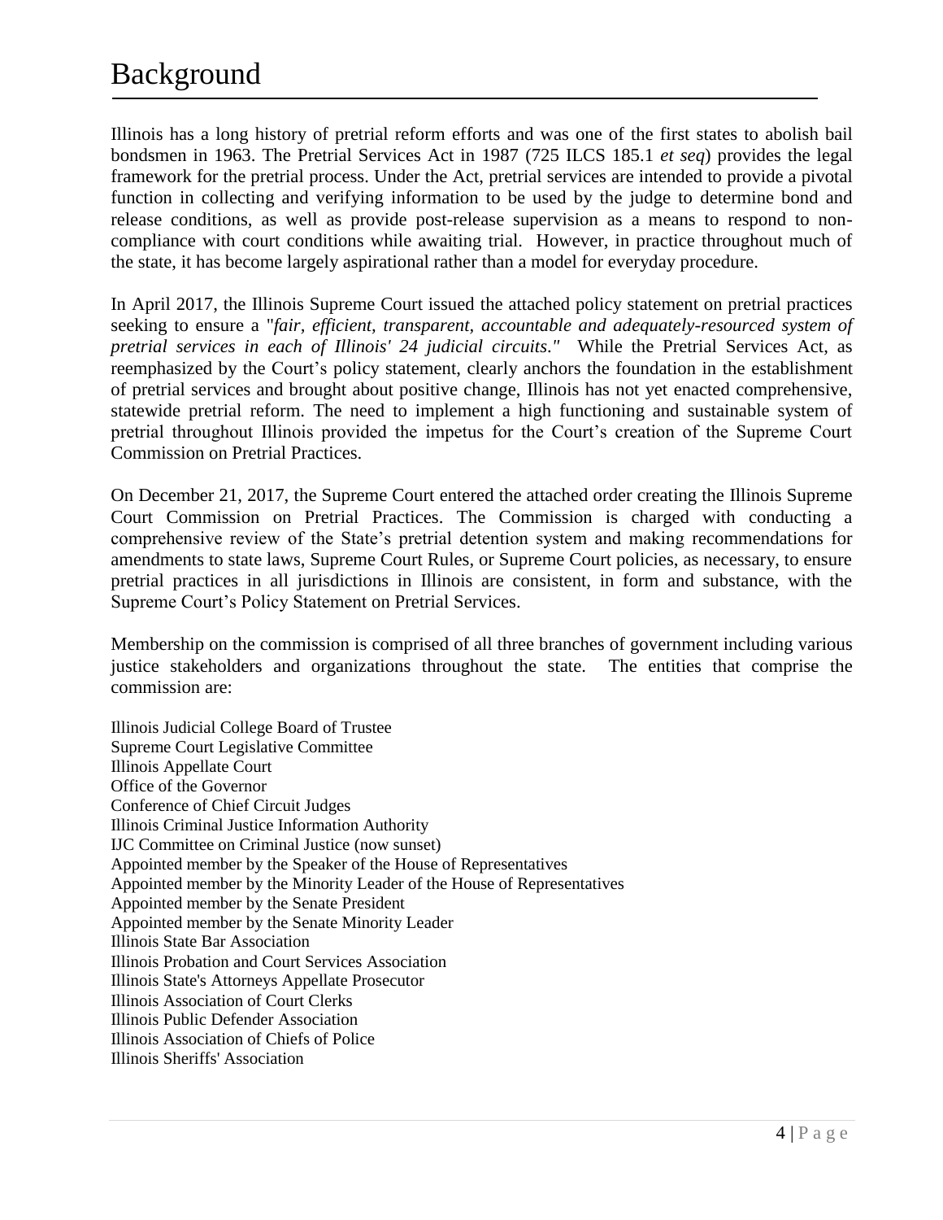# Background

Illinois has a long history of pretrial reform efforts and was one of the first states to abolish bail bondsmen in 1963. The Pretrial Services Act in 1987 (725 ILCS 185.1 *et seq*) provides the legal framework for the pretrial process. Under the Act, pretrial services are intended to provide a pivotal function in collecting and verifying information to be used by the judge to determine bond and release conditions, as well as provide post-release supervision as a means to respond to non-compliance with court conditions while awaiting trial. However, in practice throughout much of the state, it has become largely aspirational rather than a model for everyday procedure.

In April 2017, the Illinois Supreme Court issued the attached policy statement on pretrial practices seeking to ensure a "*fair, efficient, transparent, accountable and adequately-resourced system of pretrial services in each of Illinois' 24 judicial circuits*." While the Pretrial Services Act, as reemphasized by the Court's policy statement, clearly anchors the foundation in the establishment of pretrial services and brought about positive change, Illinois has not yet enacted comprehensive, statewide pretrial reform. The need to implement a high functioning and sustainable system of pretrial throughout Illinois provided the impetus for the Court's creation of the Supreme Court Commission on Pretrial Practices.

On December 21, 2017, the Supreme Court entered the attached order creating the Illinois Supreme Court Commission on Pretrial Practices. The Commission is charged with conducting a comprehensive review of the State's pretrial detention system and making recommendations for amendments to state laws, Supreme Court Rules, or Supreme Court policies, as necessary, to ensure pretrial practices in all jurisdictions in Illinois are consistent, in form and substance, with the Supreme Court's Policy Statement on Pretrial Services.

Membership on the commission is comprised of all three branches of government including various justice stakeholders and organizations throughout the state. The entities that comprise the commission are:

Illinois Judicial College Board of Trustee
Supreme Court Legislative Committee
Illinois Appellate Court
Office of the Governor
Conference of Chief Circuit Judges
Illinois Criminal Justice Information Authority
IJC Committee on Criminal Justice (now sunset)
Appointed member by the Speaker of the House of Representatives
Appointed member by the Minority Leader of the House of Representatives
Appointed member by the Senate President
Appointed member by the Senate Minority Leader
Illinois State Bar Association
Illinois Probation and Court Services Association
Illinois State's Attorneys Appellate Prosecutor
Illinois Association of Court Clerks
Illinois Public Defender Association
Illinois Association of Chiefs of Police
Illinois Sheriffs' Association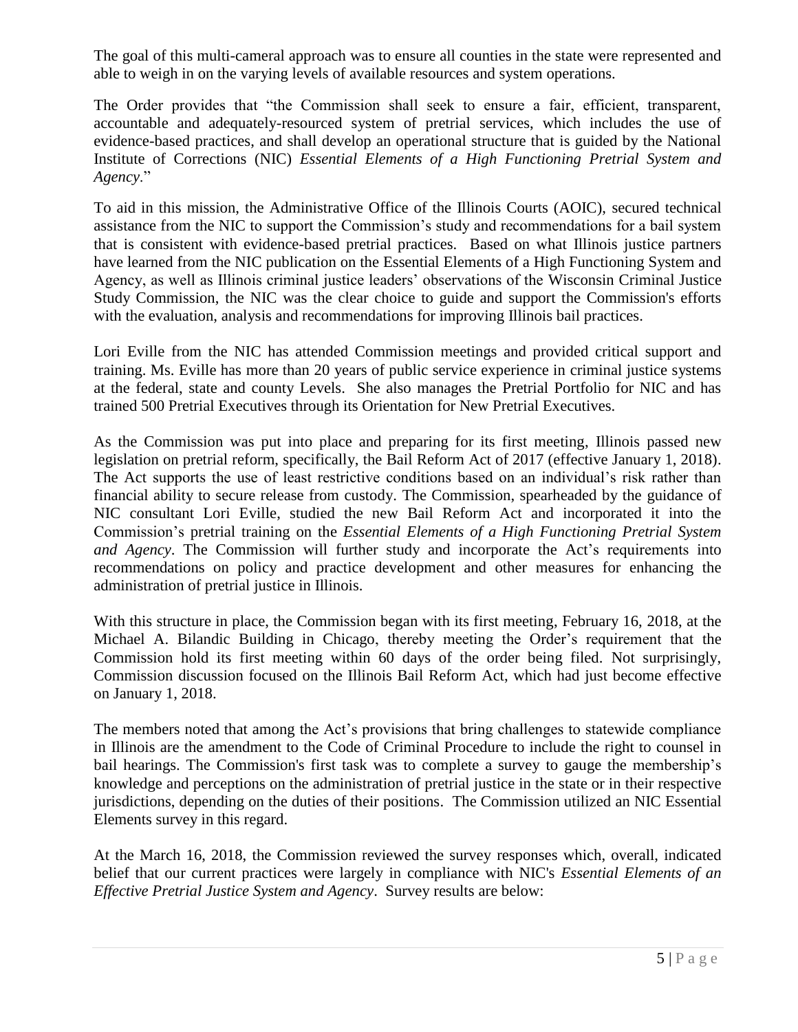The goal of this multi-cameral approach was to ensure all counties in the state were represented and able to weigh in on the varying levels of available resources and system operations.

The Order provides that "the Commission shall seek to ensure a fair, efficient, transparent, accountable and adequately-resourced system of pretrial services, which includes the use of evidence-based practices, and shall develop an operational structure that is guided by the National Institute of Corrections (NIC) *Essential Elements of a High Functioning Pretrial System and Agency*."

To aid in this mission, the Administrative Office of the Illinois Courts (AOIC), secured technical assistance from the NIC to support the Commission's study and recommendations for a bail system that is consistent with evidence-based pretrial practices. Based on what Illinois justice partners have learned from the NIC publication on the Essential Elements of a High Functioning System and Agency, as well as Illinois criminal justice leaders' observations of the Wisconsin Criminal Justice Study Commission, the NIC was the clear choice to guide and support the Commission's efforts with the evaluation, analysis and recommendations for improving Illinois bail practices.

Lori Eville from the NIC has attended Commission meetings and provided critical support and training. Ms. Eville has more than 20 years of public service experience in criminal justice systems at the federal, state and county Levels. She also manages the Pretrial Portfolio for NIC and has trained 500 Pretrial Executives through its Orientation for New Pretrial Executives.

As the Commission was put into place and preparing for its first meeting, Illinois passed new legislation on pretrial reform, specifically, the Bail Reform Act of 2017 (effective January 1, 2018). The Act supports the use of least restrictive conditions based on an individual's risk rather than financial ability to secure release from custody. The Commission, spearheaded by the guidance of NIC consultant Lori Eville, studied the new Bail Reform Act and incorporated it into the Commission's pretrial training on the *Essential Elements of a High Functioning Pretrial System and Agency*. The Commission will further study and incorporate the Act's requirements into recommendations on policy and practice development and other measures for enhancing the administration of pretrial justice in Illinois.

With this structure in place, the Commission began with its first meeting, February 16, 2018, at the Michael A. Bilandic Building in Chicago, thereby meeting the Order's requirement that the Commission hold its first meeting within 60 days of the order being filed. Not surprisingly, Commission discussion focused on the Illinois Bail Reform Act, which had just become effective on January 1, 2018.

The members noted that among the Act's provisions that bring challenges to statewide compliance in Illinois are the amendment to the Code of Criminal Procedure to include the right to counsel in bail hearings. The Commission's first task was to complete a survey to gauge the membership's knowledge and perceptions on the administration of pretrial justice in the state or in their respective jurisdictions, depending on the duties of their positions. The Commission utilized an NIC Essential Elements survey in this regard.

At the March 16, 2018, the Commission reviewed the survey responses which, overall, indicated belief that our current practices were largely in compliance with NIC's *Essential Elements of an Effective Pretrial Justice System and Agency*. Survey results are below: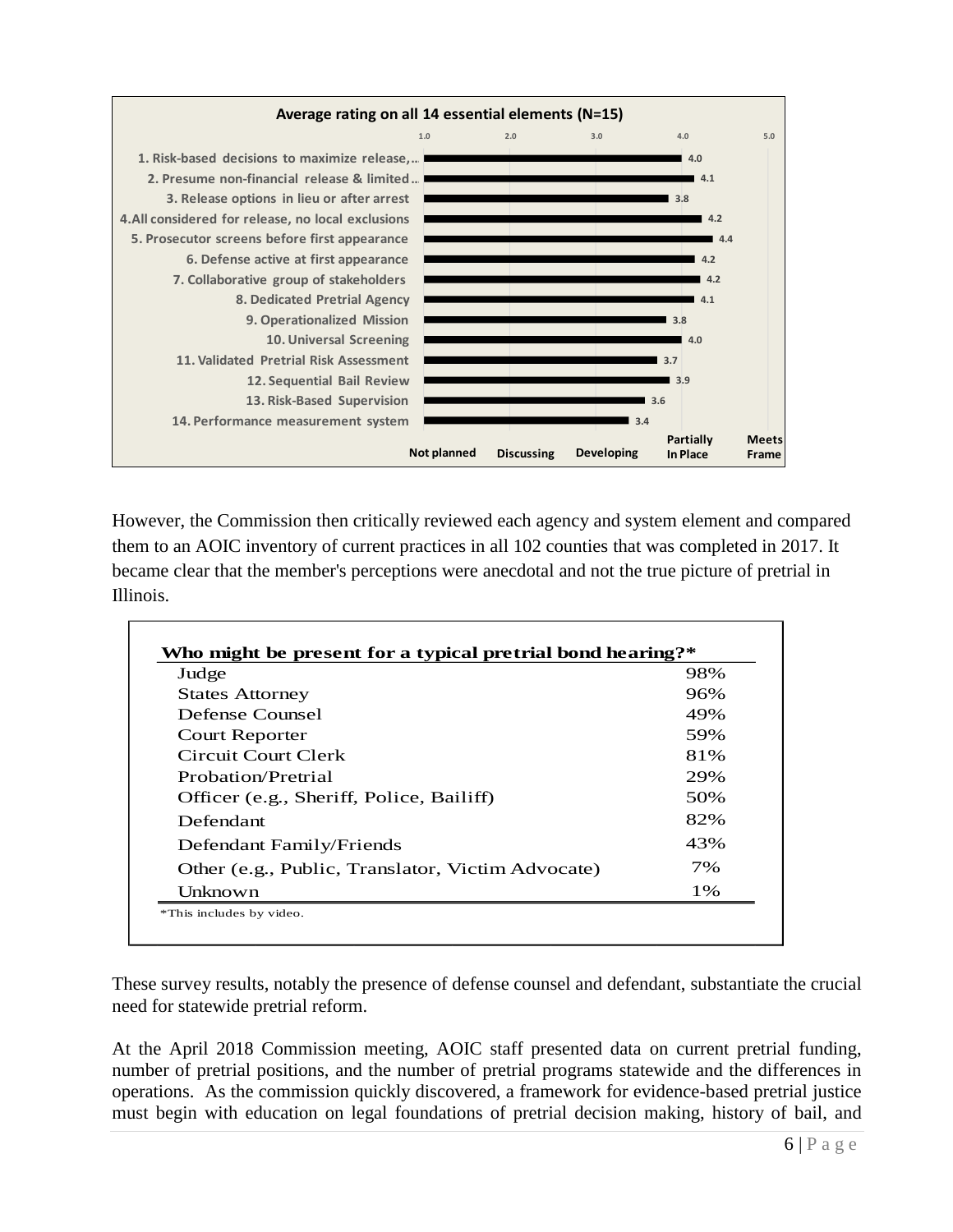**Average rating on all 14 essential elements (N=15)**

| Element | Average rating |
|---|---|
| 1. Risk-based decisions to maximize release,... | 4.0 |
| 2. Presume non-financial release & limited... | 4.1 |
| 3. Release options in lieu or after arrest | 3.8 |
| 4. All considered for release, no local exclusions | 4.2 |
| 5. Prosecutor screens before first appearance | 4.4 |
| 6. Defense active at first appearance | 4.2 |
| 7. Collaborative group of stakeholders | 4.2 |
| 8. Dedicated Pretrial Agency | 4.1 |
| 9. Operationalized Mission | 3.8 |
| 10. Universal Screening | 4.0 |
| 11. Validated Pretrial Risk Assessment | 3.7 |
| 12. Sequential Bail Review | 3.9 |
| 13. Risk-Based Supervision | 3.6 |
| 14. Performance measurement system | 3.4 |

Scale: 1.0 Not planned; 2.0 Discussing; 3.0 Developing; 4.0 Partially In Place; 5.0 Meets Frame

However, the Commission then critically reviewed each agency and system element and compared them to an AOIC inventory of current practices in all 102 counties that was completed in 2017. It became clear that the member's perceptions were anecdotal and not the true picture of pretrial in Illinois.

| Who might be present for a typical pretrial bond hearing?* | |
|---|---|
| Judge | 98% |
| States Attorney | 96% |
| Defense Counsel | 49% |
| Court Reporter | 59% |
| Circuit Court Clerk | 81% |
| Probation/Pretrial | 29% |
| Officer (e.g., Sheriff, Police, Bailiff) | 50% |
| Defendant | 82% |
| Defendant Family/Friends | 43% |
| Other (e.g., Public, Translator, Victim Advocate) | 7% |
| Unknown | 1% |

*This includes by video.

These survey results, notably the presence of defense counsel and defendant, substantiate the crucial need for statewide pretrial reform.

At the April 2018 Commission meeting, AOIC staff presented data on current pretrial funding, number of pretrial positions, and the number of pretrial programs statewide and the differences in operations. As the commission quickly discovered, a framework for evidence-based pretrial justice must begin with education on legal foundations of pretrial decision making, history of bail, and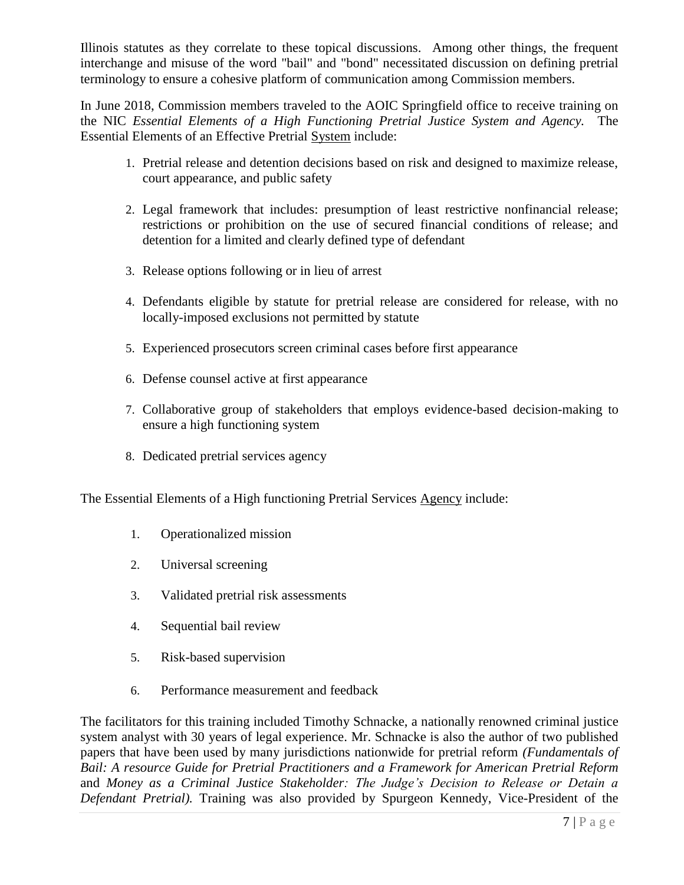Illinois statutes as they correlate to these topical discussions. Among other things, the frequent interchange and misuse of the word "bail" and "bond" necessitated discussion on defining pretrial terminology to ensure a cohesive platform of communication among Commission members.

In June 2018, Commission members traveled to the AOIC Springfield office to receive training on the NIC *Essential Elements of a High Functioning Pretrial Justice System and Agency.* The Essential Elements of an Effective Pretrial System include:

1. Pretrial release and detention decisions based on risk and designed to maximize release, court appearance, and public safety

2. Legal framework that includes: presumption of least restrictive nonfinancial release; restrictions or prohibition on the use of secured financial conditions of release; and detention for a limited and clearly defined type of defendant

3. Release options following or in lieu of arrest

4. Defendants eligible by statute for pretrial release are considered for release, with no locally-imposed exclusions not permitted by statute

5. Experienced prosecutors screen criminal cases before first appearance

6. Defense counsel active at first appearance

7. Collaborative group of stakeholders that employs evidence-based decision-making to ensure a high functioning system

8. Dedicated pretrial services agency

The Essential Elements of a High functioning Pretrial Services Agency include:

1. Operationalized mission

2. Universal screening

3. Validated pretrial risk assessments

4. Sequential bail review

5. Risk-based supervision

6. Performance measurement and feedback

The facilitators for this training included Timothy Schnacke, a nationally renowned criminal justice system analyst with 30 years of legal experience. Mr. Schnacke is also the author of two published papers that have been used by many jurisdictions nationwide for pretrial reform *(Fundamentals of Bail: A resource Guide for Pretrial Practitioners and a Framework for American Pretrial Reform* and *Money as a Criminal Justice Stakeholder: The Judge's Decision to Release or Detain a Defendant Pretrial).* Training was also provided by Spurgeon Kennedy, Vice-President of the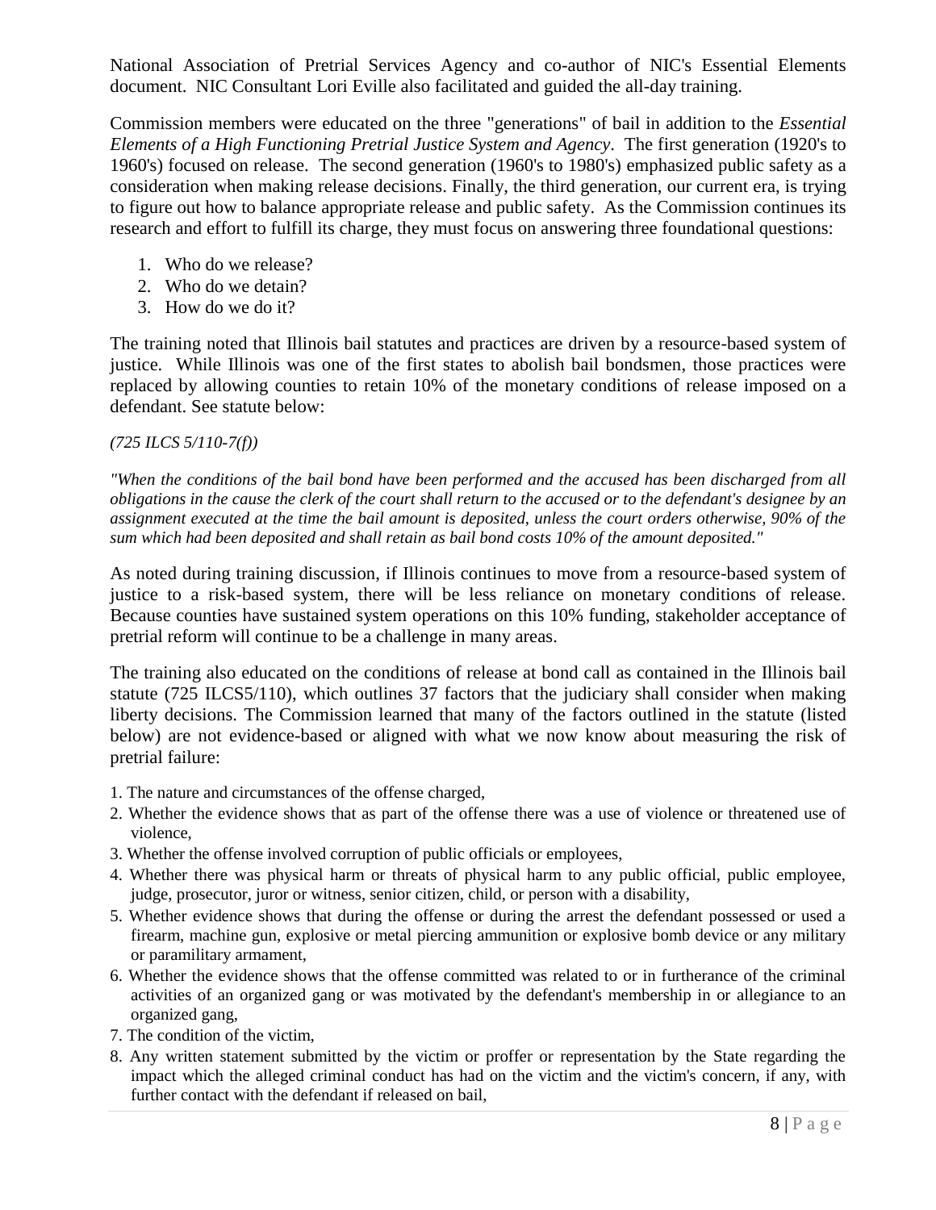National Association of Pretrial Services Agency and co-author of NIC's Essential Elements document. NIC Consultant Lori Eville also facilitated and guided the all-day training.

Commission members were educated on the three "generations" of bail in addition to the *Essential Elements of a High Functioning Pretrial Justice System and Agency*. The first generation (1920's to 1960's) focused on release. The second generation (1960's to 1980's) emphasized public safety as a consideration when making release decisions. Finally, the third generation, our current era, is trying to figure out how to balance appropriate release and public safety. As the Commission continues its research and effort to fulfill its charge, they must focus on answering three foundational questions:

1. Who do we release?
2. Who do we detain?
3. How do we do it?

The training noted that Illinois bail statutes and practices are driven by a resource-based system of justice. While Illinois was one of the first states to abolish bail bondsmen, those practices were replaced by allowing counties to retain 10% of the monetary conditions of release imposed on a defendant. See statute below:

*(725 ILCS 5/110-7(f))*

*"When the conditions of the bail bond have been performed and the accused has been discharged from all obligations in the cause the clerk of the court shall return to the accused or to the defendant's designee by an assignment executed at the time the bail amount is deposited, unless the court orders otherwise, 90% of the sum which had been deposited and shall retain as bail bond costs 10% of the amount deposited."*

As noted during training discussion, if Illinois continues to move from a resource-based system of justice to a risk-based system, there will be less reliance on monetary conditions of release. Because counties have sustained system operations on this 10% funding, stakeholder acceptance of pretrial reform will continue to be a challenge in many areas.

The training also educated on the conditions of release at bond call as contained in the Illinois bail statute (725 ILCS5/110), which outlines 37 factors that the judiciary shall consider when making liberty decisions. The Commission learned that many of the factors outlined in the statute (listed below) are not evidence-based or aligned with what we now know about measuring the risk of pretrial failure:

1. The nature and circumstances of the offense charged,
2. Whether the evidence shows that as part of the offense there was a use of violence or threatened use of violence,
3. Whether the offense involved corruption of public officials or employees,
4. Whether there was physical harm or threats of physical harm to any public official, public employee, judge, prosecutor, juror or witness, senior citizen, child, or person with a disability,
5. Whether evidence shows that during the offense or during the arrest the defendant possessed or used a firearm, machine gun, explosive or metal piercing ammunition or explosive bomb device or any military or paramilitary armament,
6. Whether the evidence shows that the offense committed was related to or in furtherance of the criminal activities of an organized gang or was motivated by the defendant's membership in or allegiance to an organized gang,
7. The condition of the victim,
8. Any written statement submitted by the victim or proffer or representation by the State regarding the impact which the alleged criminal conduct has had on the victim and the victim's concern, if any, with further contact with the defendant if released on bail,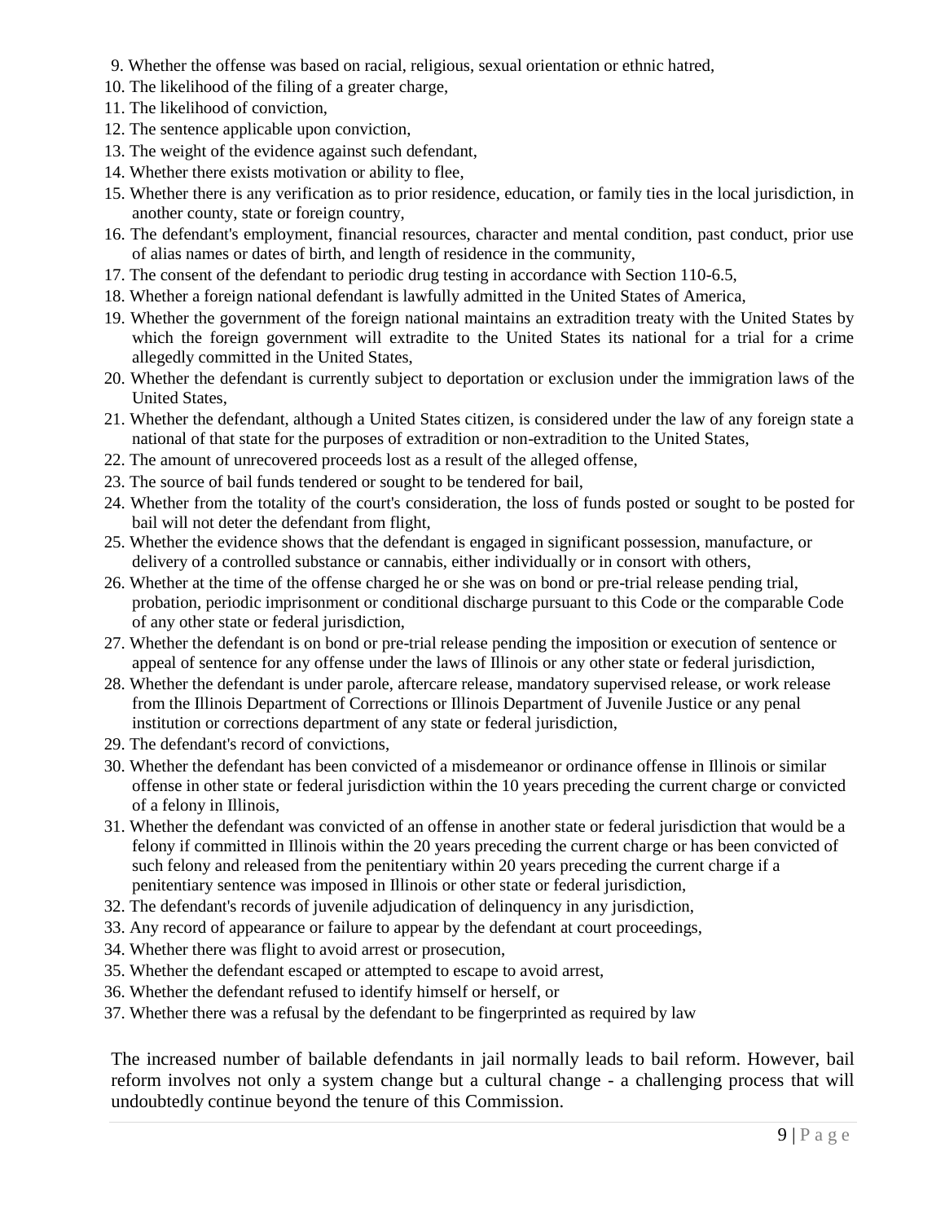9. Whether the offense was based on racial, religious, sexual orientation or ethnic hatred,
10. The likelihood of the filing of a greater charge,
11. The likelihood of conviction,
12. The sentence applicable upon conviction,
13. The weight of the evidence against such defendant,
14. Whether there exists motivation or ability to flee,
15. Whether there is any verification as to prior residence, education, or family ties in the local jurisdiction, in another county, state or foreign country,
16. The defendant's employment, financial resources, character and mental condition, past conduct, prior use of alias names or dates of birth, and length of residence in the community,
17. The consent of the defendant to periodic drug testing in accordance with Section 110-6.5,
18. Whether a foreign national defendant is lawfully admitted in the United States of America,
19. Whether the government of the foreign national maintains an extradition treaty with the United States by which the foreign government will extradite to the United States its national for a trial for a crime allegedly committed in the United States,
20. Whether the defendant is currently subject to deportation or exclusion under the immigration laws of the United States,
21. Whether the defendant, although a United States citizen, is considered under the law of any foreign state a national of that state for the purposes of extradition or non-extradition to the United States,
22. The amount of unrecovered proceeds lost as a result of the alleged offense,
23. The source of bail funds tendered or sought to be tendered for bail,
24. Whether from the totality of the court's consideration, the loss of funds posted or sought to be posted for bail will not deter the defendant from flight,
25. Whether the evidence shows that the defendant is engaged in significant possession, manufacture, or delivery of a controlled substance or cannabis, either individually or in consort with others,
26. Whether at the time of the offense charged he or she was on bond or pre-trial release pending trial, probation, periodic imprisonment or conditional discharge pursuant to this Code or the comparable Code of any other state or federal jurisdiction,
27. Whether the defendant is on bond or pre-trial release pending the imposition or execution of sentence or appeal of sentence for any offense under the laws of Illinois or any other state or federal jurisdiction,
28. Whether the defendant is under parole, aftercare release, mandatory supervised release, or work release from the Illinois Department of Corrections or Illinois Department of Juvenile Justice or any penal institution or corrections department of any state or federal jurisdiction,
29. The defendant's record of convictions,
30. Whether the defendant has been convicted of a misdemeanor or ordinance offense in Illinois or similar offense in other state or federal jurisdiction within the 10 years preceding the current charge or convicted of a felony in Illinois,
31. Whether the defendant was convicted of an offense in another state or federal jurisdiction that would be a felony if committed in Illinois within the 20 years preceding the current charge or has been convicted of such felony and released from the penitentiary within 20 years preceding the current charge if a penitentiary sentence was imposed in Illinois or other state or federal jurisdiction,
32. The defendant's records of juvenile adjudication of delinquency in any jurisdiction,
33. Any record of appearance or failure to appear by the defendant at court proceedings,
34. Whether there was flight to avoid arrest or prosecution,
35. Whether the defendant escaped or attempted to escape to avoid arrest,
36. Whether the defendant refused to identify himself or herself, or
37. Whether there was a refusal by the defendant to be fingerprinted as required by law

The increased number of bailable defendants in jail normally leads to bail reform. However, bail reform involves not only a system change but a cultural change - a challenging process that will undoubtedly continue beyond the tenure of this Commission.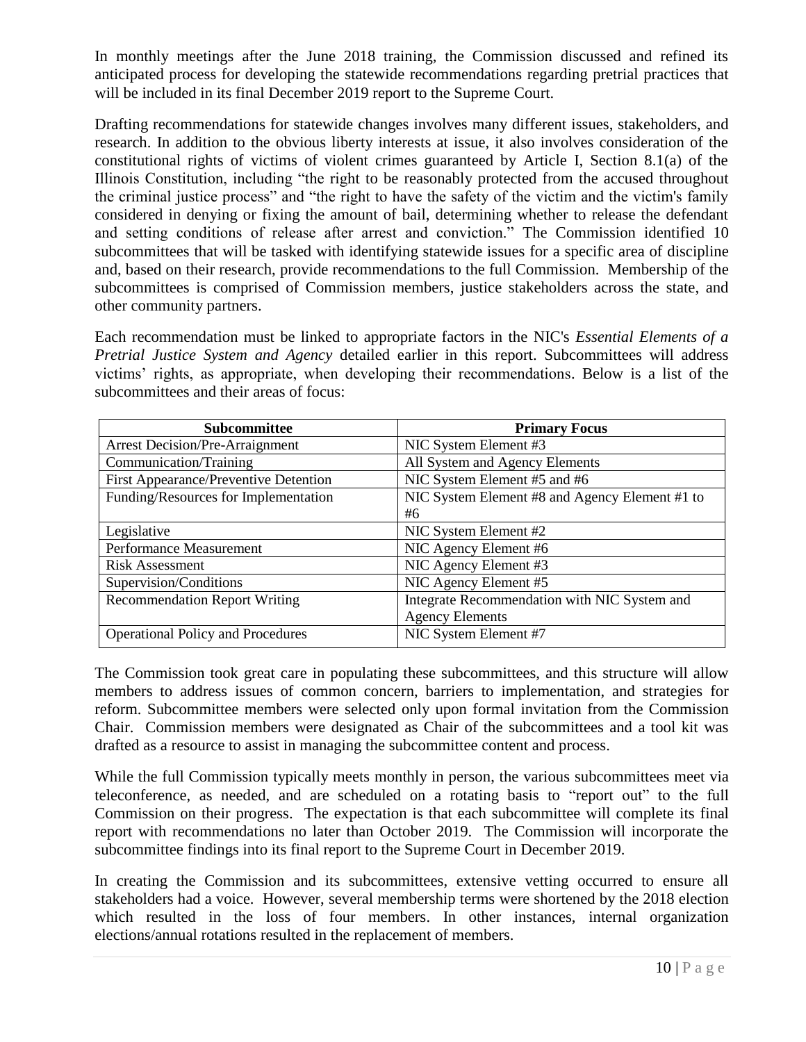In monthly meetings after the June 2018 training, the Commission discussed and refined its anticipated process for developing the statewide recommendations regarding pretrial practices that will be included in its final December 2019 report to the Supreme Court.

Drafting recommendations for statewide changes involves many different issues, stakeholders, and research. In addition to the obvious liberty interests at issue, it also involves consideration of the constitutional rights of victims of violent crimes guaranteed by Article I, Section 8.1(a) of the Illinois Constitution, including "the right to be reasonably protected from the accused throughout the criminal justice process" and "the right to have the safety of the victim and the victim's family considered in denying or fixing the amount of bail, determining whether to release the defendant and setting conditions of release after arrest and conviction." The Commission identified 10 subcommittees that will be tasked with identifying statewide issues for a specific area of discipline and, based on their research, provide recommendations to the full Commission. Membership of the subcommittees is comprised of Commission members, justice stakeholders across the state, and other community partners.

Each recommendation must be linked to appropriate factors in the NIC's *Essential Elements of a Pretrial Justice System and Agency* detailed earlier in this report. Subcommittees will address victims' rights, as appropriate, when developing their recommendations. Below is a list of the subcommittees and their areas of focus:

| Subcommittee | Primary Focus |
|---|---|
| Arrest Decision/Pre-Arraignment | NIC System Element #3 |
| Communication/Training | All System and Agency Elements |
| First Appearance/Preventive Detention | NIC System Element #5 and #6 |
| Funding/Resources for Implementation | NIC System Element #8 and Agency Element #1 to #6 |
| Legislative | NIC System Element #2 |
| Performance Measurement | NIC Agency Element #6 |
| Risk Assessment | NIC Agency Element #3 |
| Supervision/Conditions | NIC Agency Element #5 |
| Recommendation Report Writing | Integrate Recommendation with NIC System and Agency Elements |
| Operational Policy and Procedures | NIC System Element #7 |

The Commission took great care in populating these subcommittees, and this structure will allow members to address issues of common concern, barriers to implementation, and strategies for reform. Subcommittee members were selected only upon formal invitation from the Commission Chair. Commission members were designated as Chair of the subcommittees and a tool kit was drafted as a resource to assist in managing the subcommittee content and process.

While the full Commission typically meets monthly in person, the various subcommittees meet via teleconference, as needed, and are scheduled on a rotating basis to "report out" to the full Commission on their progress. The expectation is that each subcommittee will complete its final report with recommendations no later than October 2019. The Commission will incorporate the subcommittee findings into its final report to the Supreme Court in December 2019.

In creating the Commission and its subcommittees, extensive vetting occurred to ensure all stakeholders had a voice. However, several membership terms were shortened by the 2018 election which resulted in the loss of four members. In other instances, internal organization elections/annual rotations resulted in the replacement of members.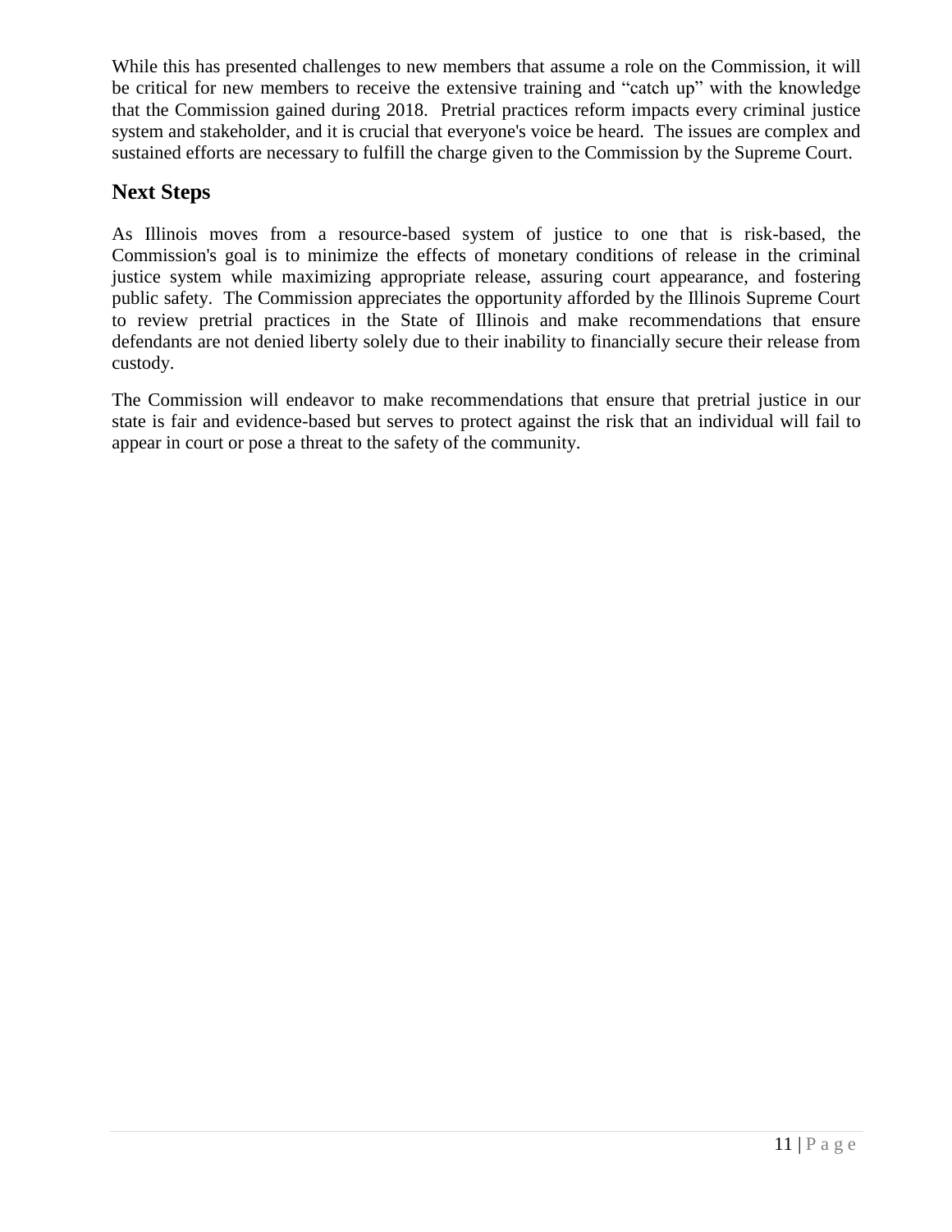While this has presented challenges to new members that assume a role on the Commission, it will be critical for new members to receive the extensive training and "catch up" with the knowledge that the Commission gained during 2018. Pretrial practices reform impacts every criminal justice system and stakeholder, and it is crucial that everyone's voice be heard. The issues are complex and sustained efforts are necessary to fulfill the charge given to the Commission by the Supreme Court.

## Next Steps

As Illinois moves from a resource-based system of justice to one that is risk-based, the Commission's goal is to minimize the effects of monetary conditions of release in the criminal justice system while maximizing appropriate release, assuring court appearance, and fostering public safety. The Commission appreciates the opportunity afforded by the Illinois Supreme Court to review pretrial practices in the State of Illinois and make recommendations that ensure defendants are not denied liberty solely due to their inability to financially secure their release from custody.

The Commission will endeavor to make recommendations that ensure that pretrial justice in our state is fair and evidence-based but serves to protect against the risk that an individual will fail to appear in court or pose a threat to the safety of the community.